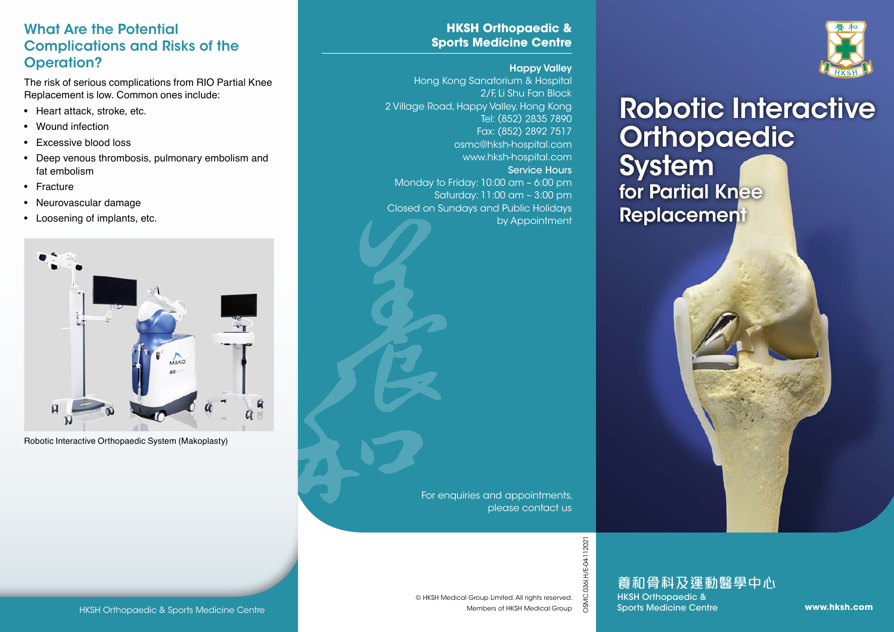## What Are the Potential Complications and Risks of the Operation?

The risk of serious complications from RIO Partial Knee Replacement is low. Common ones include:

- Heart attack, stroke, etc.
- Wound infection
- Excessive blood loss
- Deep venous thrombosis, pulmonary embolism and fat embolism
- Fracture
- Neurovascular damage
- Loosening of implants, etc.

Robotic Interactive Orthopaedic System (Makoplasty)

HKSH Orthopaedic & Sports Medicine Centre

**HKSH Orthopaedic & Sports Medicine Centre**

**Happy Valley**
Hong Kong Sanatorium & Hospital
2/F, Li Shu Fan Block
2 Village Road, Happy Valley, Hong Kong
Tel: (852) 2835 7890
Fax: (852) 2892 7517
osmc@hksh-hospital.com
www.hksh-hospital.com

**Service Hours**
Monday to Friday: 10:00 am – 6:00 pm
Saturday: 11:00 am – 3:00 pm
Closed on Sundays and Public Holidays
by Appointment

For enquiries and appointments, please contact us

© HKSH Medical Group Limited. All rights reserved.
Members of HKSH Medical Group

OSMC.036I.H/E-04-112021

# Robotic Interactive Orthopaedic System

## for Partial Knee Replacement

養和骨科及運動醫學中心
HKSH Orthopaedic & Sports Medicine Centre

www.hksh.com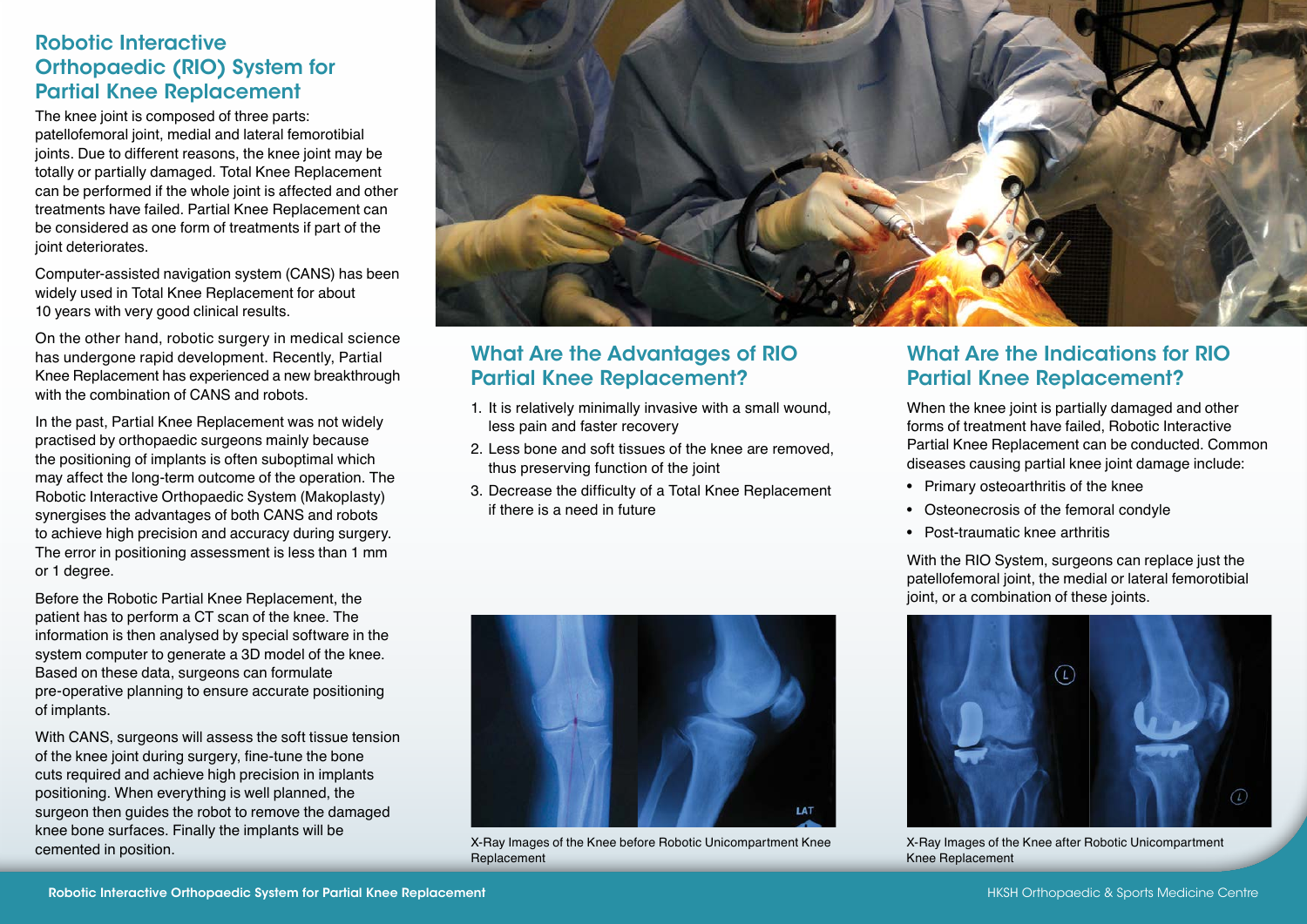## Robotic Interactive Orthopaedic (RIO) System for Partial Knee Replacement

The knee joint is composed of three parts: patellofemoral joint, medial and lateral femorotibial joints. Due to different reasons, the knee joint may be totally or partially damaged. Total Knee Replacement can be performed if the whole joint is affected and other treatments have failed. Partial Knee Replacement can be considered as one form of treatments if part of the joint deteriorates.

Computer-assisted navigation system (CANS) has been widely used in Total Knee Replacement for about 10 years with very good clinical results.

On the other hand, robotic surgery in medical science has undergone rapid development. Recently, Partial Knee Replacement has experienced a new breakthrough with the combination of CANS and robots.

In the past, Partial Knee Replacement was not widely practised by orthopaedic surgeons mainly because the positioning of implants is often suboptimal which may affect the long-term outcome of the operation. The Robotic Interactive Orthopaedic System (Makoplasty) synergises the advantages of both CANS and robots to achieve high precision and accuracy during surgery. The error in positioning assessment is less than 1 mm or 1 degree.

Before the Robotic Partial Knee Replacement, the patient has to perform a CT scan of the knee. The information is then analysed by special software in the system computer to generate a 3D model of the knee. Based on these data, surgeons can formulate pre-operative planning to ensure accurate positioning of implants.

With CANS, surgeons will assess the soft tissue tension of the knee joint during surgery, fine-tune the bone cuts required and achieve high precision in implants positioning. When everything is well planned, the surgeon then guides the robot to remove the damaged knee bone surfaces. Finally the implants will be cemented in position.

## What Are the Advantages of RIO Partial Knee Replacement?

1. It is relatively minimally invasive with a small wound, less pain and faster recovery
2. Less bone and soft tissues of the knee are removed, thus preserving function of the joint
3. Decrease the difficulty of a Total Knee Replacement if there is a need in future

X-Ray Images of the Knee before Robotic Unicompartment Knee Replacement

## What Are the Indications for RIO Partial Knee Replacement?

When the knee joint is partially damaged and other forms of treatment have failed, Robotic Interactive Partial Knee Replacement can be conducted. Common diseases causing partial knee joint damage include:

- Primary osteoarthritis of the knee
- Osteonecrosis of the femoral condyle
- Post-traumatic knee arthritis

With the RIO System, surgeons can replace just the patellofemoral joint, the medial or lateral femorotibial joint, or a combination of these joints.

X-Ray Images of the Knee after Robotic Unicompartment Knee Replacement